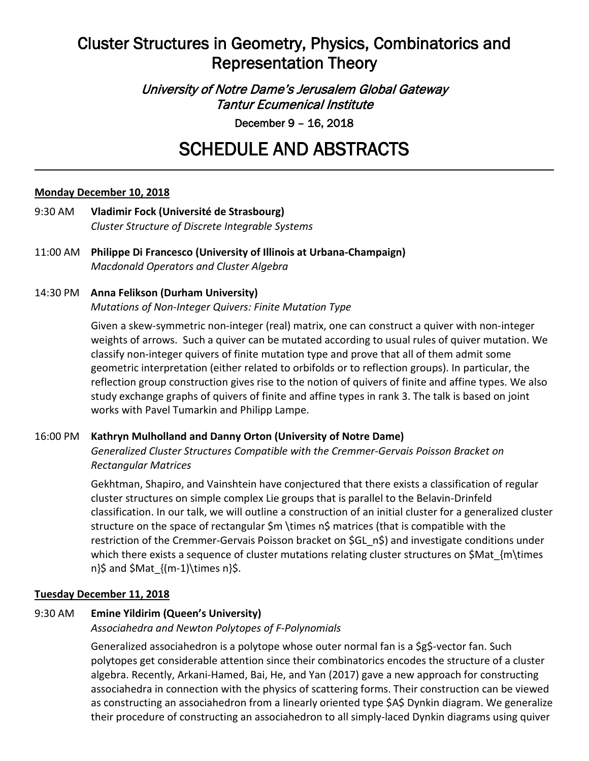# Cluster Structures in Geometry, Physics, Combinatorics and Representation Theory

*University of Notre Dame's Jerusalem Global Gateway*
*Tantur Ecumenical Institute*

December 9 – 16, 2018

# SCHEDULE AND ABSTRACTS

---

**Monday December 10, 2018**

9:30 AM **Vladimir Fock (Université de Strasbourg)**
*Cluster Structure of Discrete Integrable Systems*

11:00 AM **Philippe Di Francesco (University of Illinois at Urbana-Champaign)**
*Macdonald Operators and Cluster Algebra*

14:30 PM **Anna Felikson (Durham University)**
*Mutations of Non-Integer Quivers: Finite Mutation Type*

Given a skew-symmetric non-integer (real) matrix, one can construct a quiver with non-integer weights of arrows. Such a quiver can be mutated according to usual rules of quiver mutation. We classify non-integer quivers of finite mutation type and prove that all of them admit some geometric interpretation (either related to orbifolds or to reflection groups). In particular, the reflection group construction gives rise to the notion of quivers of finite and affine types. We also study exchange graphs of quivers of finite and affine types in rank 3. The talk is based on joint works with Pavel Tumarkin and Philipp Lampe.

16:00 PM **Kathryn Mulholland and Danny Orton (University of Notre Dame)**
*Generalized Cluster Structures Compatible with the Cremmer-Gervais Poisson Bracket on Rectangular Matrices*

Gekhtman, Shapiro, and Vainshtein have conjectured that there exists a classification of regular cluster structures on simple complex Lie groups that is parallel to the Belavin-Drinfeld classification. In our talk, we will outline a construction of an initial cluster for a generalized cluster structure on the space of rectangular $m \times n$ matrices (that is compatible with the restriction of the Cremmer-Gervais Poisson bracket on $GL_n$) and investigate conditions under which there exists a sequence of cluster mutations relating cluster structures on $Mat_{m\times n}$ and $Mat_{(m-1)\times n}$.

**Tuesday December 11, 2018**

9:30 AM **Emine Yildirim (Queen's University)**
*Associahedra and Newton Polytopes of F-Polynomials*

Generalized associahedron is a polytope whose outer normal fan is a $g$-vector fan. Such polytopes get considerable attention since their combinatorics encodes the structure of a cluster algebra. Recently, Arkani-Hamed, Bai, He, and Yan (2017) gave a new approach for constructing associahedra in connection with the physics of scattering forms. Their construction can be viewed as constructing an associahedron from a linearly oriented type $A$ Dynkin diagram. We generalize their procedure of constructing an associahedron to all simply-laced Dynkin diagrams using quiver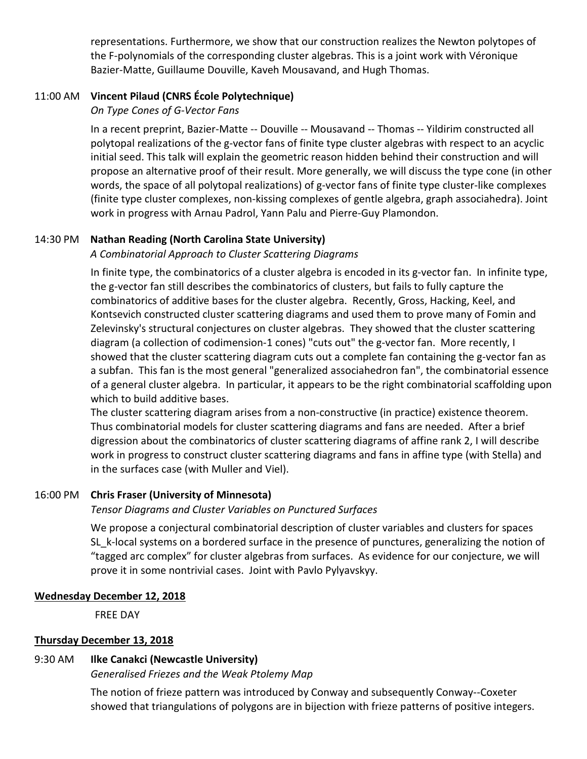representations. Furthermore, we show that our construction realizes the Newton polytopes of the F-polynomials of the corresponding cluster algebras. This is a joint work with Véronique Bazier-Matte, Guillaume Douville, Kaveh Mousavand, and Hugh Thomas.

11:00 AM **Vincent Pilaud (CNRS École Polytechnique)**

*On Type Cones of G-Vector Fans*

In a recent preprint, Bazier-Matte -- Douville -- Mousavand -- Thomas -- Yildirim constructed all polytopal realizations of the g-vector fans of finite type cluster algebras with respect to an acyclic initial seed. This talk will explain the geometric reason hidden behind their construction and will propose an alternative proof of their result. More generally, we will discuss the type cone (in other words, the space of all polytopal realizations) of g-vector fans of finite type cluster-like complexes (finite type cluster complexes, non-kissing complexes of gentle algebra, graph associahedra). Joint work in progress with Arnau Padrol, Yann Palu and Pierre-Guy Plamondon.

14:30 PM **Nathan Reading (North Carolina State University)**

*A Combinatorial Approach to Cluster Scattering Diagrams*

In finite type, the combinatorics of a cluster algebra is encoded in its g-vector fan. In infinite type, the g-vector fan still describes the combinatorics of clusters, but fails to fully capture the combinatorics of additive bases for the cluster algebra. Recently, Gross, Hacking, Keel, and Kontsevich constructed cluster scattering diagrams and used them to prove many of Fomin and Zelevinsky's structural conjectures on cluster algebras. They showed that the cluster scattering diagram (a collection of codimension-1 cones) "cuts out" the g-vector fan. More recently, I showed that the cluster scattering diagram cuts out a complete fan containing the g-vector fan as a subfan. This fan is the most general "generalized associahedron fan", the combinatorial essence of a general cluster algebra. In particular, it appears to be the right combinatorial scaffolding upon which to build additive bases.

The cluster scattering diagram arises from a non-constructive (in practice) existence theorem. Thus combinatorial models for cluster scattering diagrams and fans are needed. After a brief digression about the combinatorics of cluster scattering diagrams of affine rank 2, I will describe work in progress to construct cluster scattering diagrams and fans in affine type (with Stella) and in the surfaces case (with Muller and Viel).

16:00 PM **Chris Fraser (University of Minnesota)**

*Tensor Diagrams and Cluster Variables on Punctured Surfaces*

We propose a conjectural combinatorial description of cluster variables and clusters for spaces SL_k-local systems on a bordered surface in the presence of punctures, generalizing the notion of "tagged arc complex" for cluster algebras from surfaces. As evidence for our conjecture, we will prove it in some nontrivial cases. Joint with Pavlo Pylyavskyy.

**Wednesday December 12, 2018**

FREE DAY

**Thursday December 13, 2018**

9:30 AM **Ilke Canakci (Newcastle University)**

*Generalised Friezes and the Weak Ptolemy Map*

The notion of frieze pattern was introduced by Conway and subsequently Conway--Coxeter showed that triangulations of polygons are in bijection with frieze patterns of positive integers.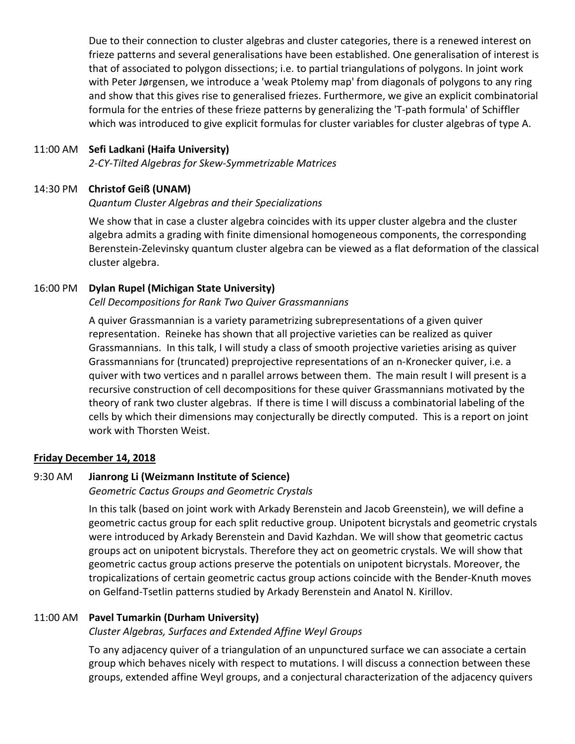Due to their connection to cluster algebras and cluster categories, there is a renewed interest on frieze patterns and several generalisations have been established. One generalisation of interest is that of associated to polygon dissections; i.e. to partial triangulations of polygons. In joint work with Peter Jørgensen, we introduce a 'weak Ptolemy map' from diagonals of polygons to any ring and show that this gives rise to generalised friezes. Furthermore, we give an explicit combinatorial formula for the entries of these frieze patterns by generalizing the 'T-path formula' of Schiffler which was introduced to give explicit formulas for cluster variables for cluster algebras of type A.

11:00 AM **Sefi Ladkani (Haifa University)**
*2-CY-Tilted Algebras for Skew-Symmetrizable Matrices*

14:30 PM **Christof Geiß (UNAM)**
*Quantum Cluster Algebras and their Specializations*

We show that in case a cluster algebra coincides with its upper cluster algebra and the cluster algebra admits a grading with finite dimensional homogeneous components, the corresponding Berenstein-Zelevinsky quantum cluster algebra can be viewed as a flat deformation of the classical cluster algebra.

16:00 PM **Dylan Rupel (Michigan State University)**
*Cell Decompositions for Rank Two Quiver Grassmannians*

A quiver Grassmannian is a variety parametrizing subrepresentations of a given quiver representation. Reineke has shown that all projective varieties can be realized as quiver Grassmannians. In this talk, I will study a class of smooth projective varieties arising as quiver Grassmannians for (truncated) preprojective representations of an n-Kronecker quiver, i.e. a quiver with two vertices and n parallel arrows between them. The main result I will present is a recursive construction of cell decompositions for these quiver Grassmannians motivated by the theory of rank two cluster algebras. If there is time I will discuss a combinatorial labeling of the cells by which their dimensions may conjecturally be directly computed. This is a report on joint work with Thorsten Weist.

## Friday December 14, 2018

9:30 AM **Jianrong Li (Weizmann Institute of Science)**
*Geometric Cactus Groups and Geometric Crystals*

In this talk (based on joint work with Arkady Berenstein and Jacob Greenstein), we will define a geometric cactus group for each split reductive group. Unipotent bicrystals and geometric crystals were introduced by Arkady Berenstein and David Kazhdan. We will show that geometric cactus groups act on unipotent bicrystals. Therefore they act on geometric crystals. We will show that geometric cactus group actions preserve the potentials on unipotent bicrystals. Moreover, the tropicalizations of certain geometric cactus group actions coincide with the Bender-Knuth moves on Gelfand-Tsetlin patterns studied by Arkady Berenstein and Anatol N. Kirillov.

11:00 AM **Pavel Tumarkin (Durham University)**
*Cluster Algebras, Surfaces and Extended Affine Weyl Groups*

To any adjacency quiver of a triangulation of an unpunctured surface we can associate a certain group which behaves nicely with respect to mutations. I will discuss a connection between these groups, extended affine Weyl groups, and a conjectural characterization of the adjacency quivers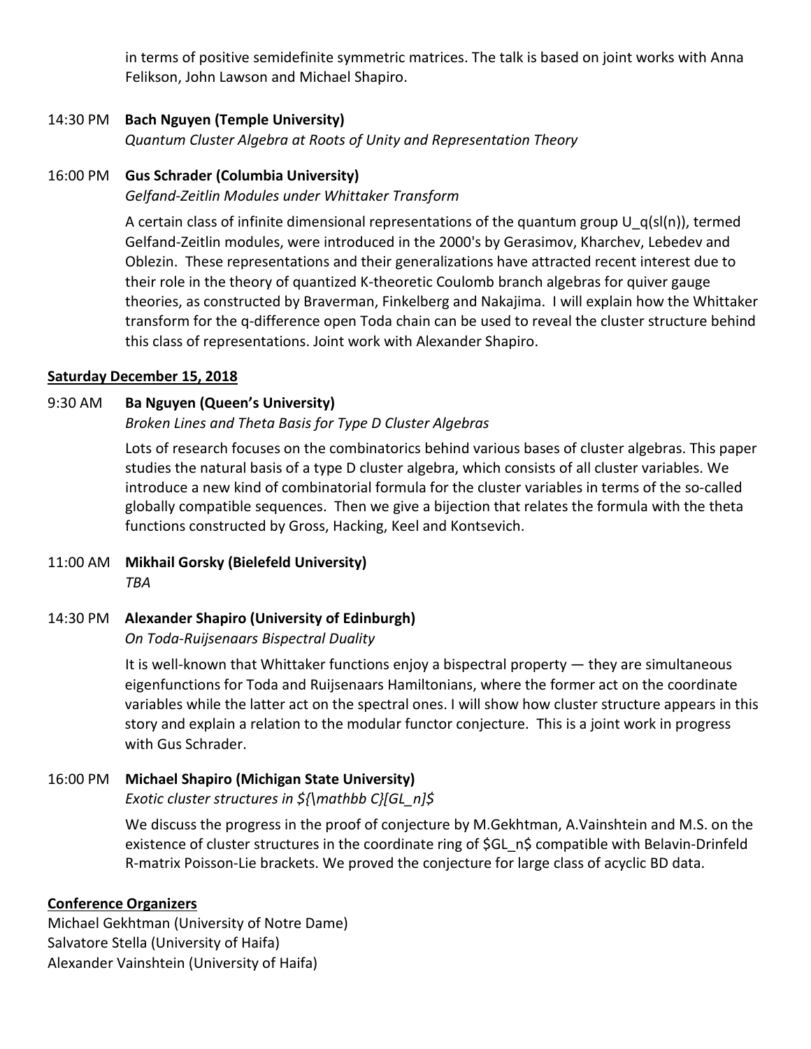in terms of positive semidefinite symmetric matrices. The talk is based on joint works with Anna Felikson, John Lawson and Michael Shapiro.

14:30 PM **Bach Nguyen (Temple University)**
*Quantum Cluster Algebra at Roots of Unity and Representation Theory*

16:00 PM **Gus Schrader (Columbia University)**
*Gelfand-Zeitlin Modules under Whittaker Transform*

A certain class of infinite dimensional representations of the quantum group $U_q(sl(n))$, termed Gelfand-Zeitlin modules, were introduced in the 2000's by Gerasimov, Kharchev, Lebedev and Oblezin. These representations and their generalizations have attracted recent interest due to their role in the theory of quantized K-theoretic Coulomb branch algebras for quiver gauge theories, as constructed by Braverman, Finkelberg and Nakajima. I will explain how the Whittaker transform for the q-difference open Toda chain can be used to reveal the cluster structure behind this class of representations. Joint work with Alexander Shapiro.

**Saturday December 15, 2018**

9:30 AM **Ba Nguyen (Queen's University)**
*Broken Lines and Theta Basis for Type D Cluster Algebras*

Lots of research focuses on the combinatorics behind various bases of cluster algebras. This paper studies the natural basis of a type D cluster algebra, which consists of all cluster variables. We introduce a new kind of combinatorial formula for the cluster variables in terms of the so-called globally compatible sequences. Then we give a bijection that relates the formula with the theta functions constructed by Gross, Hacking, Keel and Kontsevich.

11:00 AM **Mikhail Gorsky (Bielefeld University)**
*TBA*

14:30 PM **Alexander Shapiro (University of Edinburgh)**
*On Toda-Ruijsenaars Bispectral Duality*

It is well-known that Whittaker functions enjoy a bispectral property — they are simultaneous eigenfunctions for Toda and Ruijsenaars Hamiltonians, where the former act on the coordinate variables while the latter act on the spectral ones. I will show how cluster structure appears in this story and explain a relation to the modular functor conjecture. This is a joint work in progress with Gus Schrader.

16:00 PM **Michael Shapiro (Michigan State University)**
*Exotic cluster structures in ${\mathbb C}[GL_n]$*

We discuss the progress in the proof of conjecture by M.Gekhtman, A.Vainshtein and M.S. on the existence of cluster structures in the coordinate ring of $GL_n$ compatible with Belavin-Drinfeld R-matrix Poisson-Lie brackets. We proved the conjecture for large class of acyclic BD data.

**Conference Organizers**

Michael Gekhtman (University of Notre Dame)
Salvatore Stella (University of Haifa)
Alexander Vainshtein (University of Haifa)